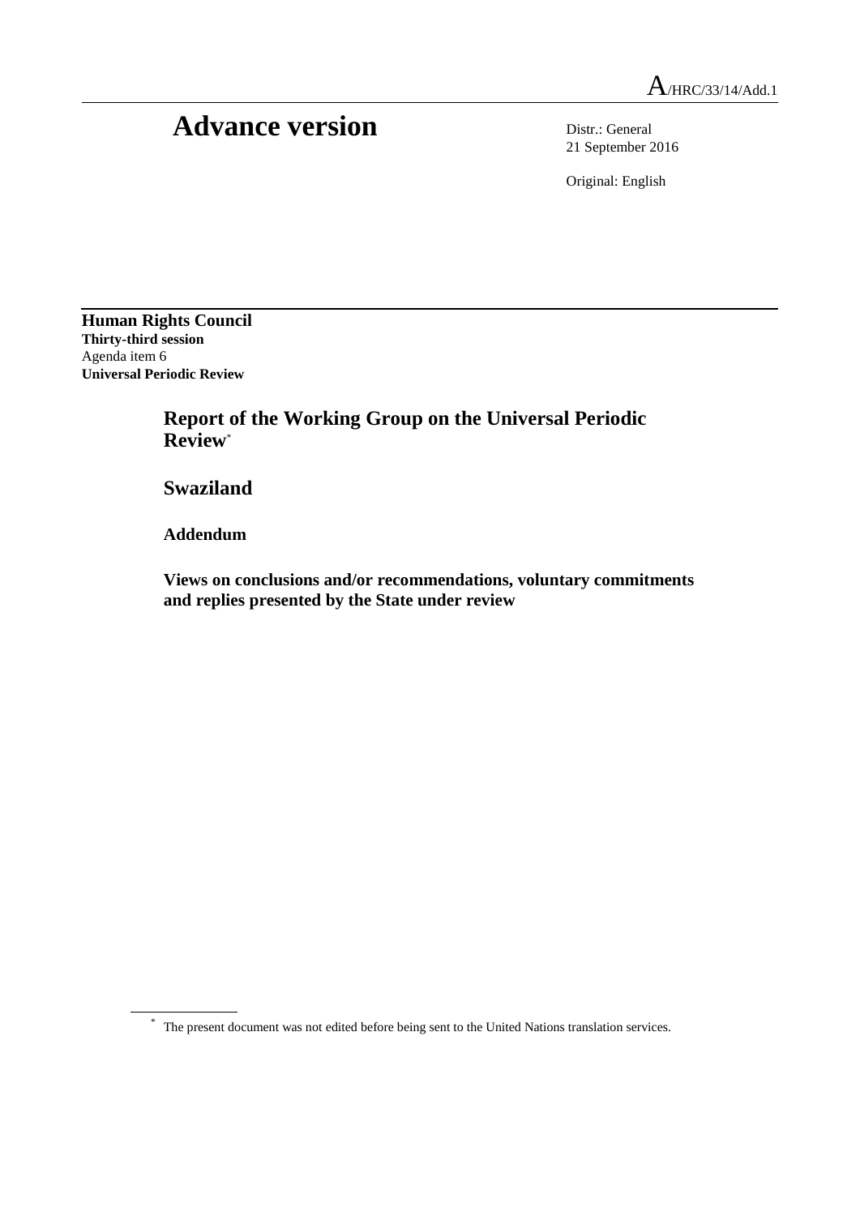A/HRC/33/14/Add.1

# Advance version

Distr.: General
21 September 2016

Original: English

**Human Rights Council**
**Thirty-third session**
Agenda item 6
**Universal Periodic Review**

## Report of the Working Group on the Universal Periodic Review*

## Swaziland

### Addendum

### Views on conclusions and/or recommendations, voluntary commitments and replies presented by the State under review

* The present document was not edited before being sent to the United Nations translation services.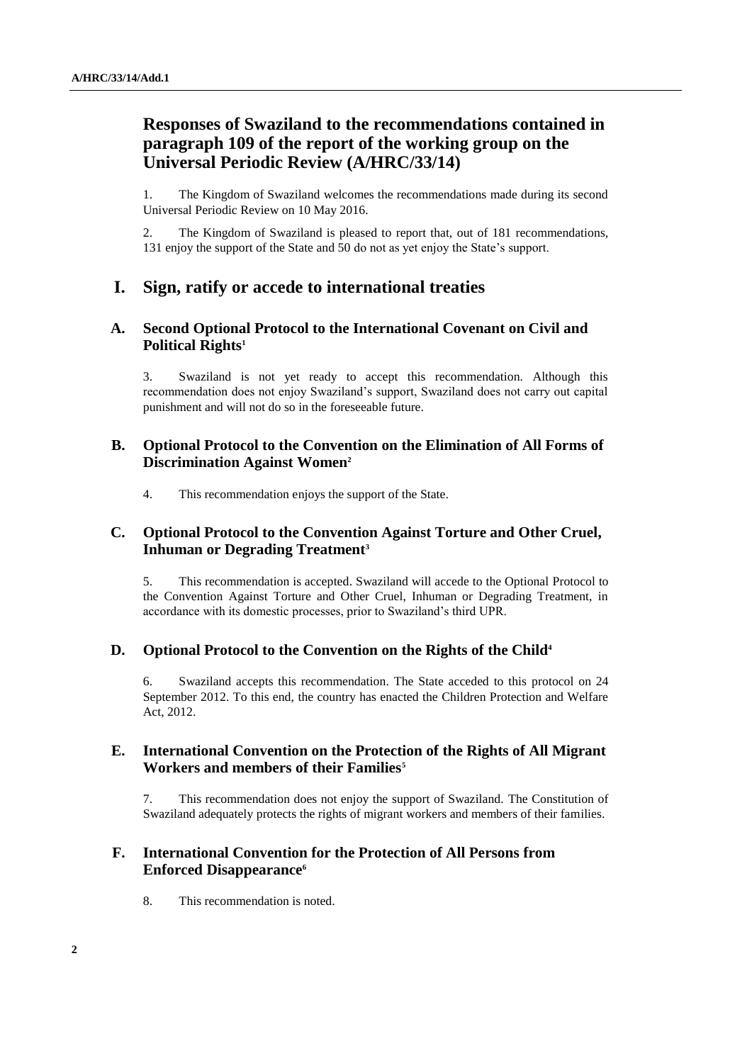## Responses of Swaziland to the recommendations contained in paragraph 109 of the report of the working group on the Universal Periodic Review (A/HRC/33/14)

1. The Kingdom of Swaziland welcomes the recommendations made during its second Universal Periodic Review on 10 May 2016.

2. The Kingdom of Swaziland is pleased to report that, out of 181 recommendations, 131 enjoy the support of the State and 50 do not as yet enjoy the State's support.

## I. Sign, ratify or accede to international treaties

### A. Second Optional Protocol to the International Covenant on Civil and Political Rights[1]

3. Swaziland is not yet ready to accept this recommendation. Although this recommendation does not enjoy Swaziland's support, Swaziland does not carry out capital punishment and will not do so in the foreseeable future.

### B. Optional Protocol to the Convention on the Elimination of All Forms of Discrimination Against Women[2]

4. This recommendation enjoys the support of the State.

### C. Optional Protocol to the Convention Against Torture and Other Cruel, Inhuman or Degrading Treatment[3]

5. This recommendation is accepted. Swaziland will accede to the Optional Protocol to the Convention Against Torture and Other Cruel, Inhuman or Degrading Treatment, in accordance with its domestic processes, prior to Swaziland's third UPR.

### D. Optional Protocol to the Convention on the Rights of the Child[4]

6. Swaziland accepts this recommendation. The State acceded to this protocol on 24 September 2012. To this end, the country has enacted the Children Protection and Welfare Act, 2012.

### E. International Convention on the Protection of the Rights of All Migrant Workers and members of their Families[5]

7. This recommendation does not enjoy the support of Swaziland. The Constitution of Swaziland adequately protects the rights of migrant workers and members of their families.

### F. International Convention for the Protection of All Persons from Enforced Disappearance[6]

8. This recommendation is noted.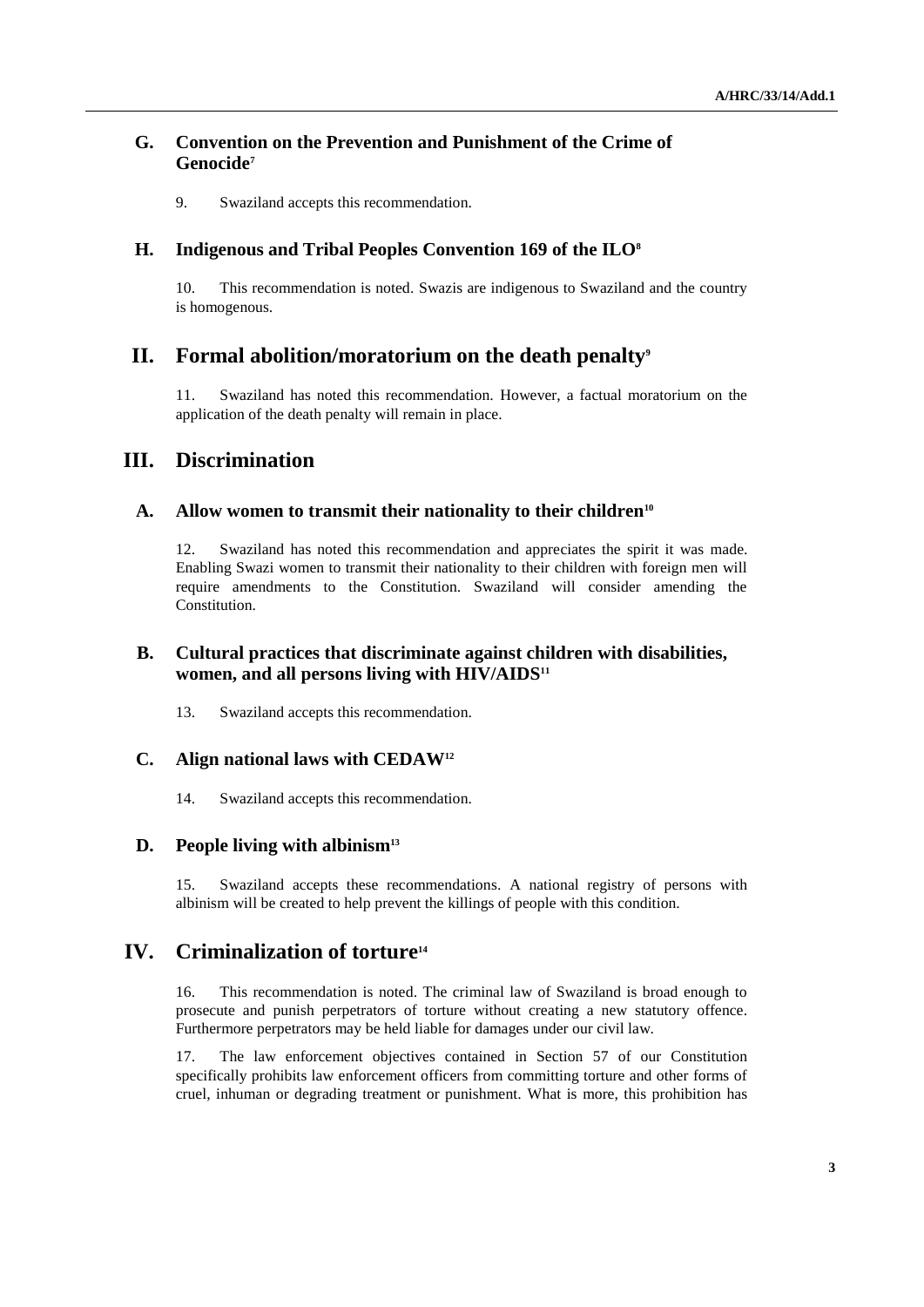### G. Convention on the Prevention and Punishment of the Crime of Genocide[7]

9. Swaziland accepts this recommendation.

### H. Indigenous and Tribal Peoples Convention 169 of the ILO[8]

10. This recommendation is noted. Swazis are indigenous to Swaziland and the country is homogenous.

## II. Formal abolition/moratorium on the death penalty[9]

11. Swaziland has noted this recommendation. However, a factual moratorium on the application of the death penalty will remain in place.

## III. Discrimination

### A. Allow women to transmit their nationality to their children[10]

12. Swaziland has noted this recommendation and appreciates the spirit it was made. Enabling Swazi women to transmit their nationality to their children with foreign men will require amendments to the Constitution. Swaziland will consider amending the Constitution.

### B. Cultural practices that discriminate against children with disabilities, women, and all persons living with HIV/AIDS[11]

13. Swaziland accepts this recommendation.

### C. Align national laws with CEDAW[12]

14. Swaziland accepts this recommendation.

### D. People living with albinism[13]

15. Swaziland accepts these recommendations. A national registry of persons with albinism will be created to help prevent the killings of people with this condition.

## IV. Criminalization of torture[14]

16. This recommendation is noted. The criminal law of Swaziland is broad enough to prosecute and punish perpetrators of torture without creating a new statutory offence. Furthermore perpetrators may be held liable for damages under our civil law.

17. The law enforcement objectives contained in Section 57 of our Constitution specifically prohibits law enforcement officers from committing torture and other forms of cruel, inhuman or degrading treatment or punishment. What is more, this prohibition has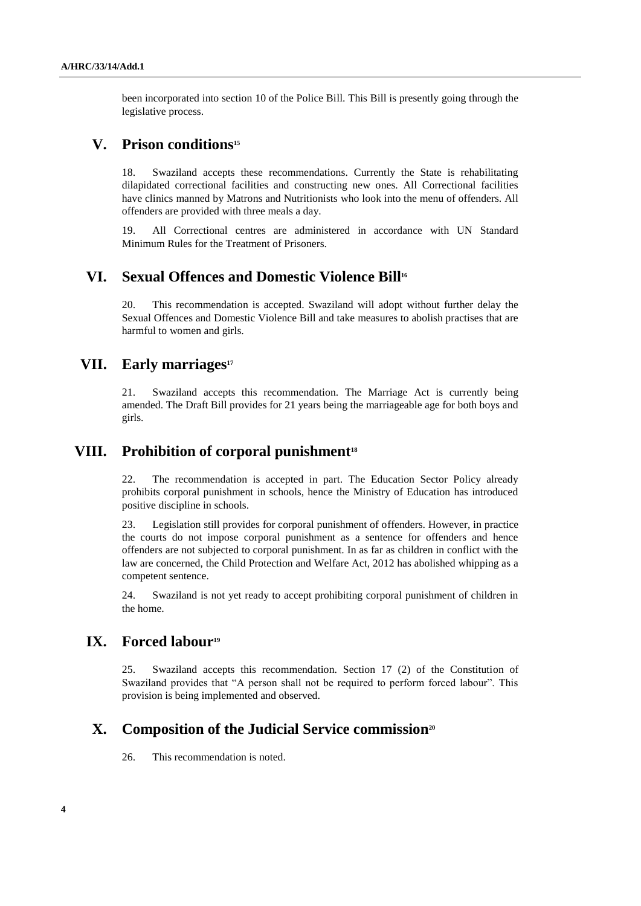been incorporated into section 10 of the Police Bill. This Bill is presently going through the legislative process.

## V. Prison conditions[15]

18. Swaziland accepts these recommendations. Currently the State is rehabilitating dilapidated correctional facilities and constructing new ones. All Correctional facilities have clinics manned by Matrons and Nutritionists who look into the menu of offenders. All offenders are provided with three meals a day.

19. All Correctional centres are administered in accordance with UN Standard Minimum Rules for the Treatment of Prisoners.

## VI. Sexual Offences and Domestic Violence Bill[16]

20. This recommendation is accepted. Swaziland will adopt without further delay the Sexual Offences and Domestic Violence Bill and take measures to abolish practises that are harmful to women and girls.

## VII. Early marriages[17]

21. Swaziland accepts this recommendation. The Marriage Act is currently being amended. The Draft Bill provides for 21 years being the marriageable age for both boys and girls.

## VIII. Prohibition of corporal punishment[18]

22. The recommendation is accepted in part. The Education Sector Policy already prohibits corporal punishment in schools, hence the Ministry of Education has introduced positive discipline in schools.

23. Legislation still provides for corporal punishment of offenders. However, in practice the courts do not impose corporal punishment as a sentence for offenders and hence offenders are not subjected to corporal punishment. In as far as children in conflict with the law are concerned, the Child Protection and Welfare Act, 2012 has abolished whipping as a competent sentence.

24. Swaziland is not yet ready to accept prohibiting corporal punishment of children in the home.

## IX. Forced labour[19]

25. Swaziland accepts this recommendation. Section 17 (2) of the Constitution of Swaziland provides that "A person shall not be required to perform forced labour". This provision is being implemented and observed.

## X. Composition of the Judicial Service commission[20]

26. This recommendation is noted.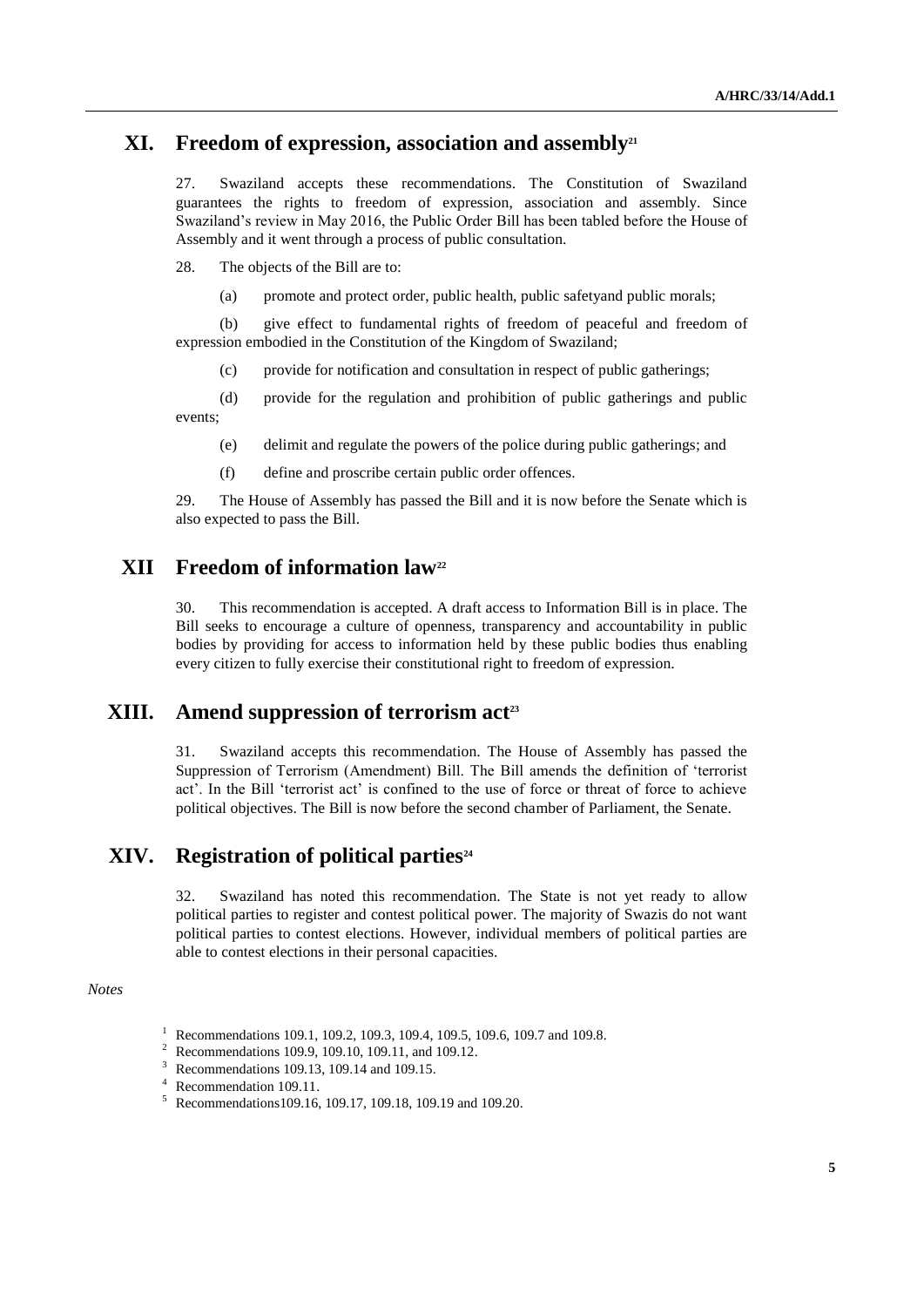## XI. Freedom of expression, association and assembly[21]

27. Swaziland accepts these recommendations. The Constitution of Swaziland guarantees the rights to freedom of expression, association and assembly. Since Swaziland's review in May 2016, the Public Order Bill has been tabled before the House of Assembly and it went through a process of public consultation.

28. The objects of the Bill are to:

(a) promote and protect order, public health, public safetyand public morals;

(b) give effect to fundamental rights of freedom of peaceful and freedom of expression embodied in the Constitution of the Kingdom of Swaziland;

(c) provide for notification and consultation in respect of public gatherings;

(d) provide for the regulation and prohibition of public gatherings and public events;

(e) delimit and regulate the powers of the police during public gatherings; and

(f) define and proscribe certain public order offences.

29. The House of Assembly has passed the Bill and it is now before the Senate which is also expected to pass the Bill.

## XII Freedom of information law[22]

30. This recommendation is accepted. A draft access to Information Bill is in place. The Bill seeks to encourage a culture of openness, transparency and accountability in public bodies by providing for access to information held by these public bodies thus enabling every citizen to fully exercise their constitutional right to freedom of expression.

## XIII. Amend suppression of terrorism act[23]

31. Swaziland accepts this recommendation. The House of Assembly has passed the Suppression of Terrorism (Amendment) Bill. The Bill amends the definition of 'terrorist act'. In the Bill 'terrorist act' is confined to the use of force or threat of force to achieve political objectives. The Bill is now before the second chamber of Parliament, the Senate.

## XIV. Registration of political parties[24]

32. Swaziland has noted this recommendation. The State is not yet ready to allow political parties to register and contest political power. The majority of Swazis do not want political parties to contest elections. However, individual members of political parties are able to contest elections in their personal capacities.

*Notes*

[1] Recommendations 109.1, 109.2, 109.3, 109.4, 109.5, 109.6, 109.7 and 109.8.

[2] Recommendations 109.9, 109.10, 109.11, and 109.12.

[3] Recommendations 109.13, 109.14 and 109.15.

[4] Recommendation 109.11.

[5] Recommendations109.16, 109.17, 109.18, 109.19 and 109.20.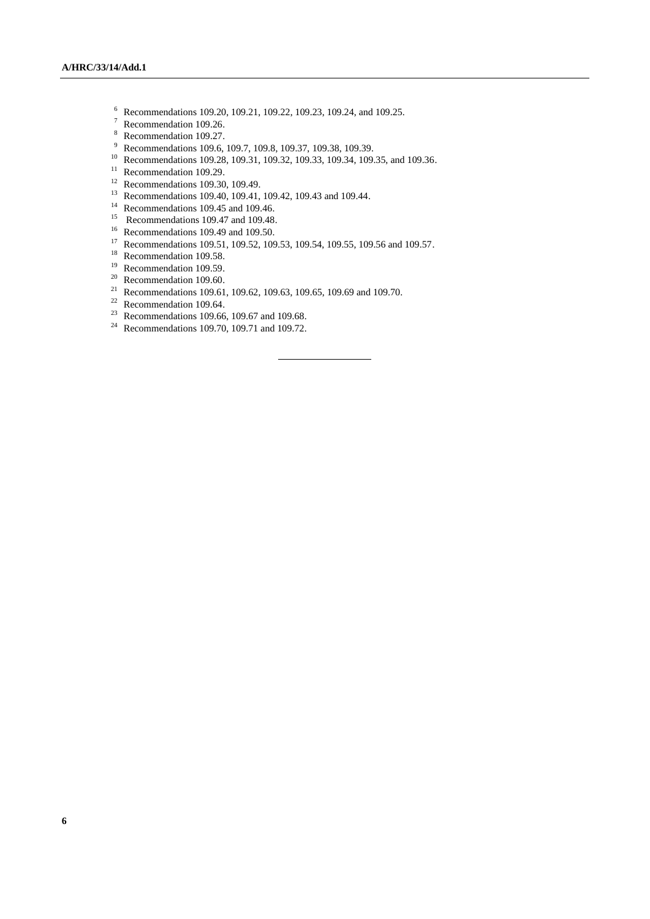[6] Recommendations 109.20, 109.21, 109.22, 109.23, 109.24, and 109.25.

[7] Recommendation 109.26.

[8] Recommendation 109.27.

[9] Recommendations 109.6, 109.7, 109.8, 109.37, 109.38, 109.39.

[10] Recommendations 109.28, 109.31, 109.32, 109.33, 109.34, 109.35, and 109.36.

[11] Recommendation 109.29.

[12] Recommendations 109.30, 109.49.

[13] Recommendations 109.40, 109.41, 109.42, 109.43 and 109.44.

[14] Recommendations 109.45 and 109.46.

[15] Recommendations 109.47 and 109.48.

[16] Recommendations 109.49 and 109.50.

[17] Recommendations 109.51, 109.52, 109.53, 109.54, 109.55, 109.56 and 109.57.

[18] Recommendation 109.58.

[19] Recommendation 109.59.

[20] Recommendation 109.60.

[21] Recommendations 109.61, 109.62, 109.63, 109.65, 109.69 and 109.70.

[22] Recommendation 109.64.

[23] Recommendations 109.66, 109.67 and 109.68.

[24] Recommendations 109.70, 109.71 and 109.72.